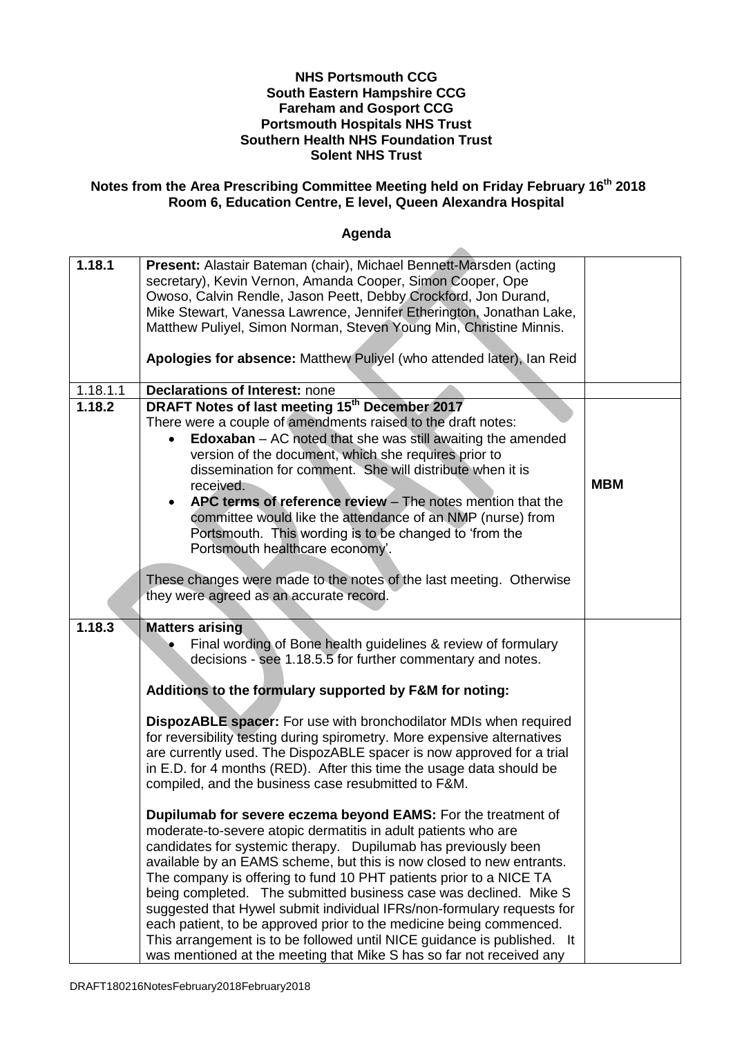**NHS Portsmouth CCG**
**South Eastern Hampshire CCG**
**Fareham and Gosport CCG**
**Portsmouth Hospitals NHS Trust**
**Southern Health NHS Foundation Trust**
**Solent NHS Trust**

**Notes from the Area Prescribing Committee Meeting held on Friday February 16th 2018**
**Room 6, Education Centre, E level, Queen Alexandra Hospital**

**Agenda**

| | | |
|---|---|---|
| **1.18.1** | **Present:** Alastair Bateman (chair), Michael Bennett-Marsden (acting secretary), Kevin Vernon, Amanda Cooper, Simon Cooper, Ope Owoso, Calvin Rendle, Jason Peett, Debby Crockford, Jon Durand, Mike Stewart, Vanessa Lawrence, Jennifer Etherington, Jonathan Lake, Matthew Puliyel, Simon Norman, Steven Young Min, Christine Minnis.<br><br>**Apologies for absence:** Matthew Puliyel (who attended later), Ian Reid | |
| 1.18.1.1 | **Declarations of Interest:** none | |
| **1.18.2** | **DRAFT Notes of last meeting 15th December 2017**<br>There were a couple of amendments raised to the draft notes:<br>• **Edoxaban** – AC noted that she was still awaiting the amended version of the document, which she requires prior to dissemination for comment. She will distribute when it is received.<br>• **APC terms of reference review** – The notes mention that the committee would like the attendance of an NMP (nurse) from Portsmouth. This wording is to be changed to 'from the Portsmouth healthcare economy'.<br><br>These changes were made to the notes of the last meeting. Otherwise they were agreed as an accurate record. | **MBM** |
| **1.18.3** | **Matters arising**<br>• Final wording of Bone health guidelines & review of formulary decisions - see 1.18.5.5 for further commentary and notes.<br><br>**Additions to the formulary supported by F&M for noting:**<br><br>**DispozABLE spacer:** For use with bronchodilator MDIs when required for reversibility testing during spirometry. More expensive alternatives are currently used. The DispozABLE spacer is now approved for a trial in E.D. for 4 months (RED). After this time the usage data should be compiled, and the business case resubmitted to F&M.<br><br>**Dupilumab for severe eczema beyond EAMS:** For the treatment of moderate-to-severe atopic dermatitis in adult patients who are candidates for systemic therapy. Dupilumab has previously been available by an EAMS scheme, but this is now closed to new entrants. The company is offering to fund 10 PHT patients prior to a NICE TA being completed. The submitted business case was declined. Mike S suggested that Hywel submit individual IFRs/non-formulary requests for each patient, to be approved prior to the medicine being commenced. This arrangement is to be followed until NICE guidance is published. It was mentioned at the meeting that Mike S has so far not received any | |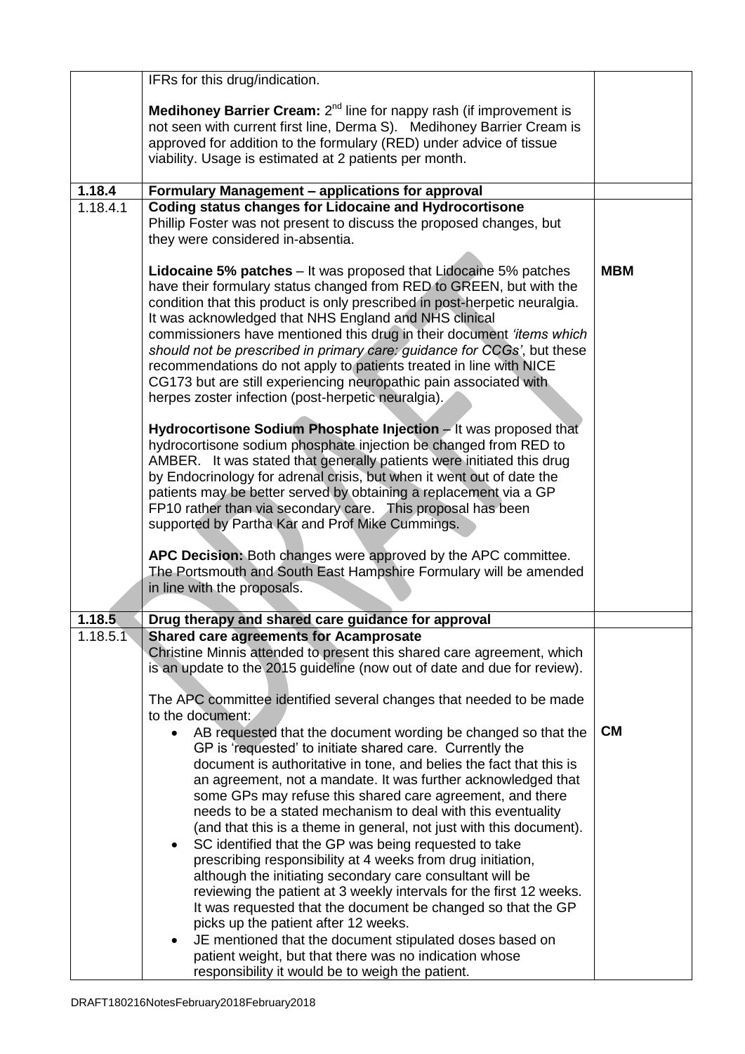| | | |
|---|---|---|
| | IFRs for this drug/indication.<br><br>**Medihoney Barrier Cream:** 2nd line for nappy rash (if improvement is not seen with current first line, Derma S). Medihoney Barrier Cream is approved for addition to the formulary (RED) under advice of tissue viability. Usage is estimated at 2 patients per month. | |
| **1.18.4** | **Formulary Management – applications for approval** | |
| 1.18.4.1 | **Coding status changes for Lidocaine and Hydrocortisone**<br>Phillip Foster was not present to discuss the proposed changes, but they were considered in-absentia.<br><br>**Lidocaine 5% patches** – It was proposed that Lidocaine 5% patches have their formulary status changed from RED to GREEN, but with the condition that this product is only prescribed in post-herpetic neuralgia. It was acknowledged that NHS England and NHS clinical commissioners have mentioned this drug in their document *'items which should not be prescribed in primary care: guidance for CCGs'*, but these recommendations do not apply to patients treated in line with NICE CG173 but are still experiencing neuropathic pain associated with herpes zoster infection (post-herpetic neuralgia).<br><br>**Hydrocortisone Sodium Phosphate Injection** – It was proposed that hydrocortisone sodium phosphate injection be changed from RED to AMBER. It was stated that generally patients were initiated this drug by Endocrinology for adrenal crisis, but when it went out of date the patients may be better served by obtaining a replacement via a GP FP10 rather than via secondary care. This proposal has been supported by Partha Kar and Prof Mike Cummings.<br><br>**APC Decision:** Both changes were approved by the APC committee. The Portsmouth and South East Hampshire Formulary will be amended in line with the proposals. | **MBM** |
| **1.18.5** | **Drug therapy and shared care guidance for approval** | |
| 1.18.5.1 | **Shared care agreements for Acamprosate**<br>Christine Minnis attended to present this shared care agreement, which is an update to the 2015 guideline (now out of date and due for review).<br><br>The APC committee identified several changes that needed to be made to the document:<br>• AB requested that the document wording be changed so that the GP is 'requested' to initiate shared care. Currently the document is authoritative in tone, and belies the fact that this is an agreement, not a mandate. It was further acknowledged that some GPs may refuse this shared care agreement, and there needs to be a stated mechanism to deal with this eventuality (and that this is a theme in general, not just with this document).<br>• SC identified that the GP was being requested to take prescribing responsibility at 4 weeks from drug initiation, although the initiating secondary care consultant will be reviewing the patient at 3 weekly intervals for the first 12 weeks. It was requested that the document be changed so that the GP picks up the patient after 12 weeks.<br>• JE mentioned that the document stipulated doses based on patient weight, but that there was no indication whose responsibility it would be to weigh the patient. | **CM** |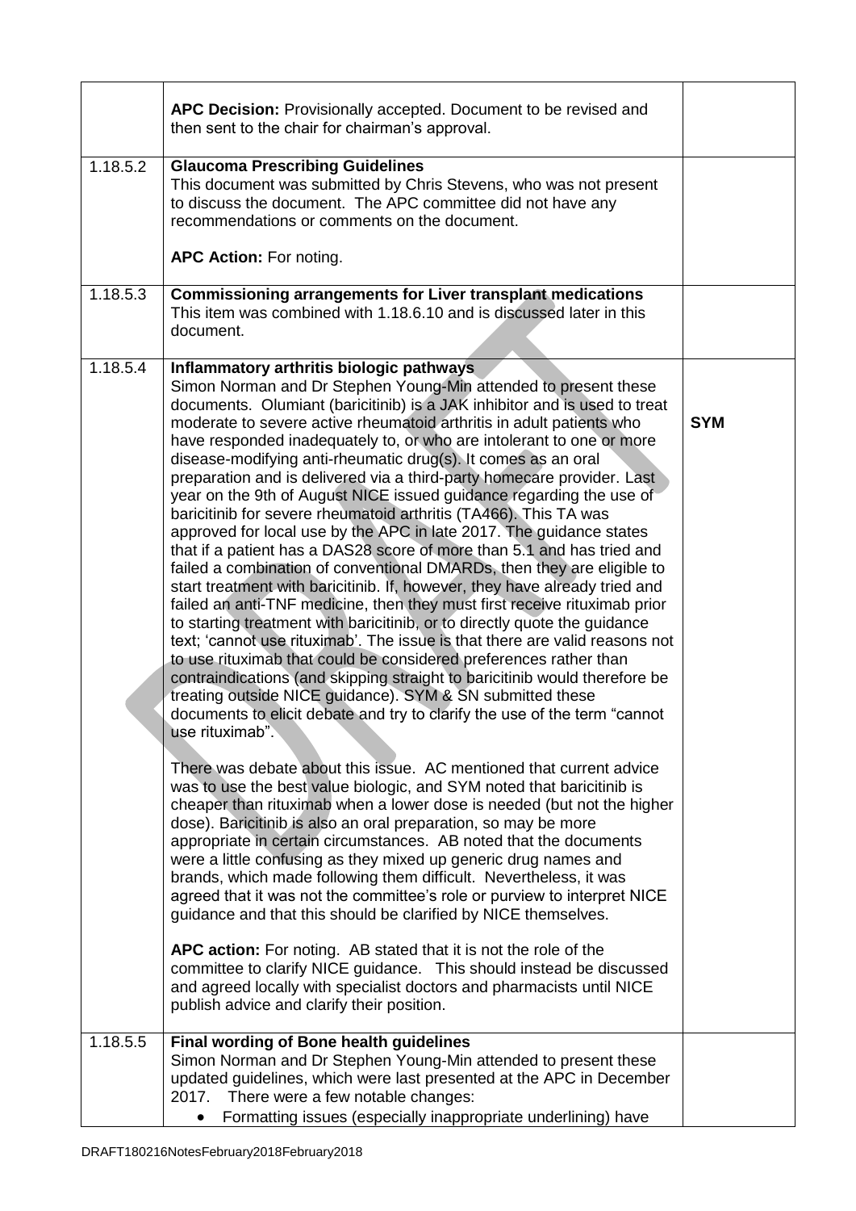| | | |
|---|---|---|
| | **APC Decision:** Provisionally accepted. Document to be revised and then sent to the chair for chairman's approval. | |
| 1.18.5.2 | **Glaucoma Prescribing Guidelines**<br>This document was submitted by Chris Stevens, who was not present to discuss the document. The APC committee did not have any recommendations or comments on the document.<br><br>**APC Action:** For noting. | |
| 1.18.5.3 | **Commissioning arrangements for Liver transplant medications**<br>This item was combined with 1.18.6.10 and is discussed later in this document. | |
| 1.18.5.4 | **Inflammatory arthritis biologic pathways**<br>Simon Norman and Dr Stephen Young-Min attended to present these documents. Olumiant (baricitinib) is a JAK inhibitor and is used to treat moderate to severe active rheumatoid arthritis in adult patients who have responded inadequately to, or who are intolerant to one or more disease-modifying anti-rheumatic drug(s). It comes as an oral preparation and is delivered via a third-party homecare provider. Last year on the 9th of August NICE issued guidance regarding the use of baricitinib for severe rheumatoid arthritis (TA466). This TA was approved for local use by the APC in late 2017. The guidance states that if a patient has a DAS28 score of more than 5.1 and has tried and failed a combination of conventional DMARDs, then they are eligible to start treatment with baricitinib. If, however, they have already tried and failed an anti-TNF medicine, then they must first receive rituximab prior to starting treatment with baricitinib, or to directly quote the guidance text; 'cannot use rituximab'. The issue is that there are valid reasons not to use rituximab that could be considered preferences rather than contraindications (and skipping straight to baricitinib would therefore be treating outside NICE guidance). SYM & SN submitted these documents to elicit debate and try to clarify the use of the term "cannot use rituximab".<br><br>There was debate about this issue. AC mentioned that current advice was to use the best value biologic, and SYM noted that baricitinib is cheaper than rituximab when a lower dose is needed (but not the higher dose). Baricitinib is also an oral preparation, so may be more appropriate in certain circumstances. AB noted that the documents were a little confusing as they mixed up generic drug names and brands, which made following them difficult. Nevertheless, it was agreed that it was not the committee's role or purview to interpret NICE guidance and that this should be clarified by NICE themselves.<br><br>**APC action:** For noting. AB stated that it is not the role of the committee to clarify NICE guidance. This should instead be discussed and agreed locally with specialist doctors and pharmacists until NICE publish advice and clarify their position. | **SYM** |
| 1.18.5.5 | **Final wording of Bone health guidelines**<br>Simon Norman and Dr Stephen Young-Min attended to present these updated guidelines, which were last presented at the APC in December 2017. There were a few notable changes:<br>• Formatting issues (especially inappropriate underlining) have | |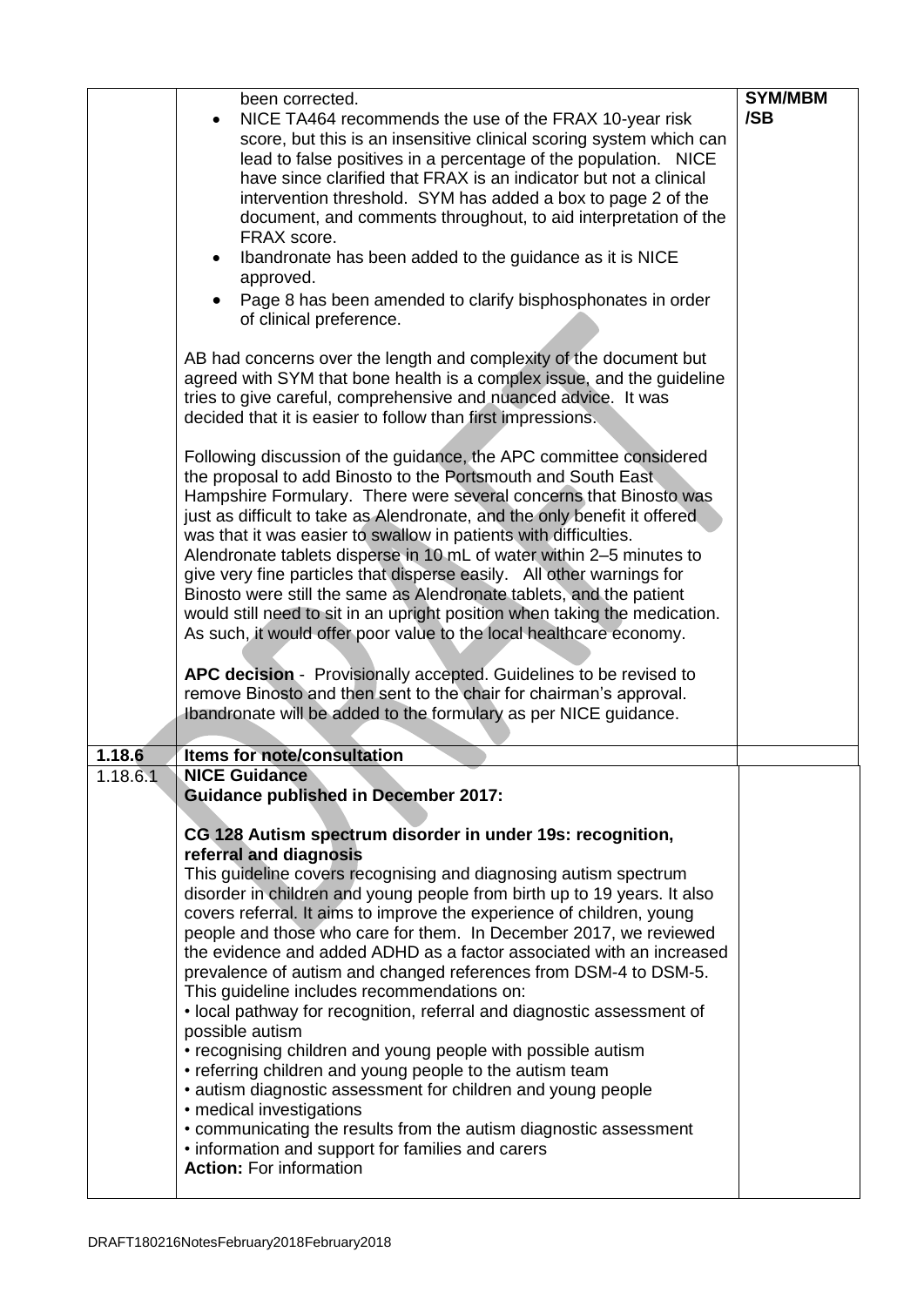| | | |
|---|---|---|
| | been corrected.<br>• NICE TA464 recommends the use of the FRAX 10-year risk score, but this is an insensitive clinical scoring system which can lead to false positives in a percentage of the population. NICE have since clarified that FRAX is an indicator but not a clinical intervention threshold. SYM has added a box to page 2 of the document, and comments throughout, to aid interpretation of the FRAX score.<br>• Ibandronate has been added to the guidance as it is NICE approved.<br>• Page 8 has been amended to clarify bisphosphonates in order of clinical preference.<br><br>AB had concerns over the length and complexity of the document but agreed with SYM that bone health is a complex issue, and the guideline tries to give careful, comprehensive and nuanced advice. It was decided that it is easier to follow than first impressions.<br><br>Following discussion of the guidance, the APC committee considered the proposal to add Binosto to the Portsmouth and South East Hampshire Formulary. There were several concerns that Binosto was just as difficult to take as Alendronate, and the only benefit it offered was that it was easier to swallow in patients with difficulties. Alendronate tablets disperse in 10 mL of water within 2–5 minutes to give very fine particles that disperse easily. All other warnings for Binosto were still the same as Alendronate tablets, and the patient would still need to sit in an upright position when taking the medication. As such, it would offer poor value to the local healthcare economy.<br><br>**APC decision** - Provisionally accepted. Guidelines to be revised to remove Binosto and then sent to the chair for chairman's approval. Ibandronate will be added to the formulary as per NICE guidance. | **SYM/MBM /SB** |
| **1.18.6** | **Items for note/consultation** | |
| 1.18.6.1 | **NICE Guidance**<br>**Guidance published in December 2017:**<br><br>**CG 128 Autism spectrum disorder in under 19s: recognition, referral and diagnosis**<br>This guideline covers recognising and diagnosing autism spectrum disorder in children and young people from birth up to 19 years. It also covers referral. It aims to improve the experience of children, young people and those who care for them. In December 2017, we reviewed the evidence and added ADHD as a factor associated with an increased prevalence of autism and changed references from DSM-4 to DSM-5.<br>This guideline includes recommendations on:<br>• local pathway for recognition, referral and diagnostic assessment of possible autism<br>• recognising children and young people with possible autism<br>• referring children and young people to the autism team<br>• autism diagnostic assessment for children and young people<br>• medical investigations<br>• communicating the results from the autism diagnostic assessment<br>• information and support for families and carers<br>**Action:** For information | |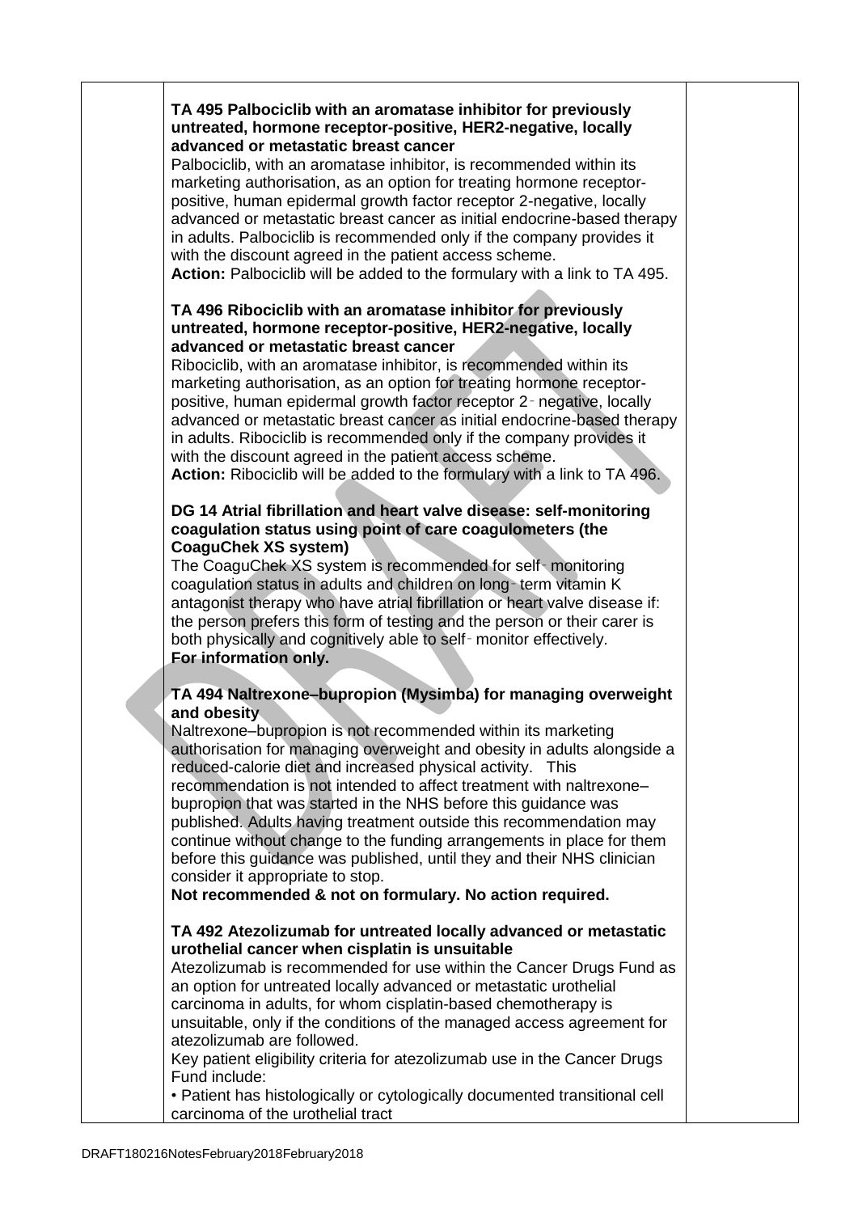**TA 495 Palbociclib with an aromatase inhibitor for previously untreated, hormone receptor-positive, HER2-negative, locally advanced or metastatic breast cancer**

Palbociclib, with an aromatase inhibitor, is recommended within its marketing authorisation, as an option for treating hormone receptor-positive, human epidermal growth factor receptor 2-negative, locally advanced or metastatic breast cancer as initial endocrine-based therapy in adults. Palbociclib is recommended only if the company provides it with the discount agreed in the patient access scheme.

**Action:** Palbociclib will be added to the formulary with a link to TA 495.

**TA 496 Ribociclib with an aromatase inhibitor for previously untreated, hormone receptor-positive, HER2-negative, locally advanced or metastatic breast cancer**

Ribociclib, with an aromatase inhibitor, is recommended within its marketing authorisation, as an option for treating hormone receptor-positive, human epidermal growth factor receptor 2‑negative, locally advanced or metastatic breast cancer as initial endocrine-based therapy in adults. Ribociclib is recommended only if the company provides it with the discount agreed in the patient access scheme.

**Action:** Ribociclib will be added to the formulary with a link to TA 496.

**DG 14 Atrial fibrillation and heart valve disease: self-monitoring coagulation status using point of care coagulometers (the CoaguChek XS system)**

The CoaguChek XS system is recommended for self‑monitoring coagulation status in adults and children on long‑term vitamin K antagonist therapy who have atrial fibrillation or heart valve disease if: the person prefers this form of testing and the person or their carer is both physically and cognitively able to self‑monitor effectively.

**For information only.**

**TA 494 Naltrexone–bupropion (Mysimba) for managing overweight and obesity**

Naltrexone–bupropion is not recommended within its marketing authorisation for managing overweight and obesity in adults alongside a reduced-calorie diet and increased physical activity. This recommendation is not intended to affect treatment with naltrexone–bupropion that was started in the NHS before this guidance was published. Adults having treatment outside this recommendation may continue without change to the funding arrangements in place for them before this guidance was published, until they and their NHS clinician consider it appropriate to stop.

**Not recommended & not on formulary. No action required.**

**TA 492 Atezolizumab for untreated locally advanced or metastatic urothelial cancer when cisplatin is unsuitable**

Atezolizumab is recommended for use within the Cancer Drugs Fund as an option for untreated locally advanced or metastatic urothelial carcinoma in adults, for whom cisplatin-based chemotherapy is unsuitable, only if the conditions of the managed access agreement for atezolizumab are followed.

Key patient eligibility criteria for atezolizumab use in the Cancer Drugs Fund include:

- Patient has histologically or cytologically documented transitional cell carcinoma of the urothelial tract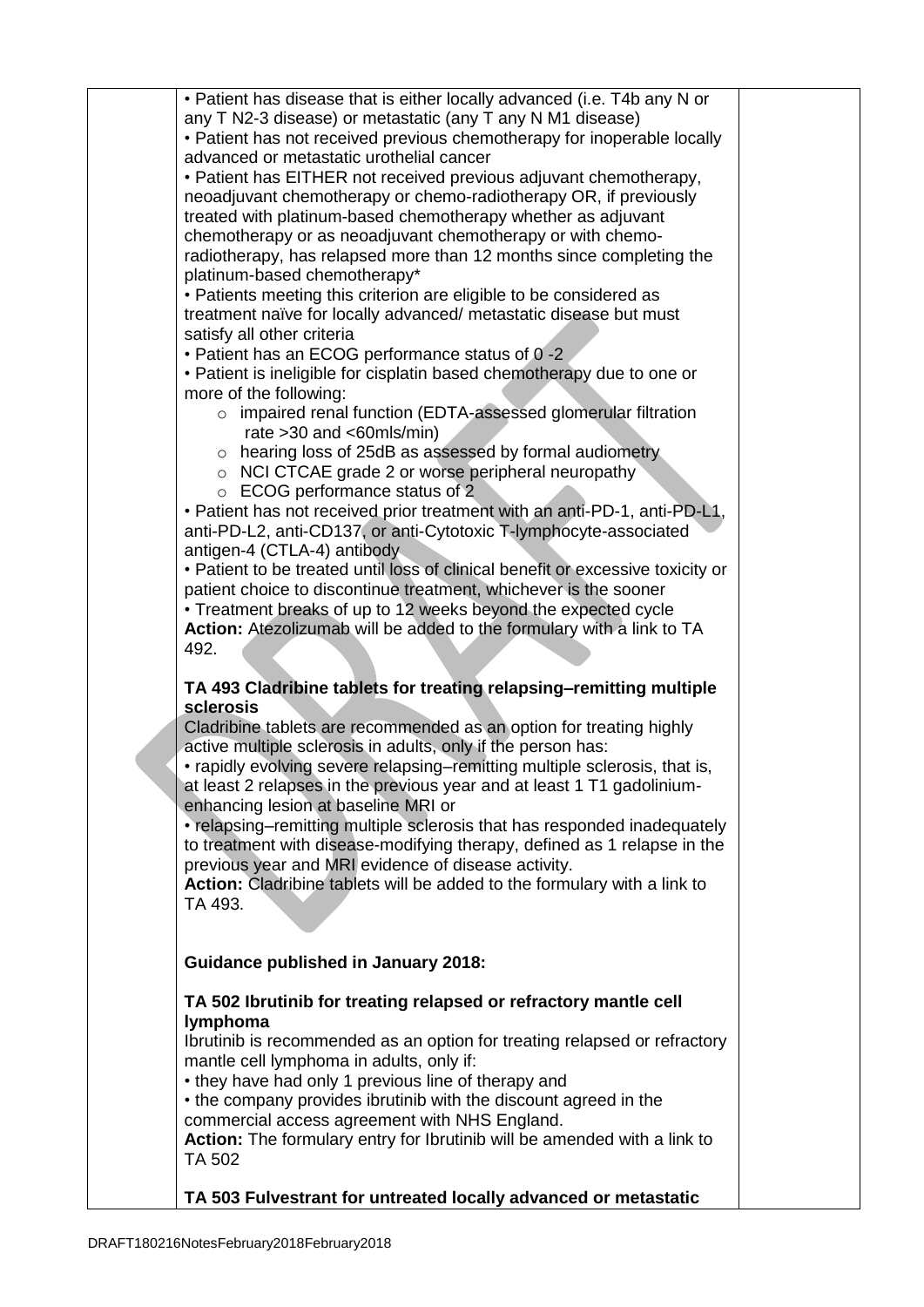| | • Patient has disease that is either locally advanced (i.e. T4b any N or any T N2-3 disease) or metastatic (any T any N M1 disease)<br>• Patient has not received previous chemotherapy for inoperable locally advanced or metastatic urothelial cancer<br>• Patient has EITHER not received previous adjuvant chemotherapy, neoadjuvant chemotherapy or chemo-radiotherapy OR, if previously treated with platinum-based chemotherapy whether as adjuvant chemotherapy or as neoadjuvant chemotherapy or with chemo-radiotherapy, has relapsed more than 12 months since completing the platinum-based chemotherapy*<br>• Patients meeting this criterion are eligible to be considered as treatment naïve for locally advanced/ metastatic disease but must satisfy all other criteria<br>• Patient has an ECOG performance status of 0 -2<br>• Patient is ineligible for cisplatin based chemotherapy due to one or more of the following:<br>  ○ impaired renal function (EDTA-assessed glomerular filtration rate >30 and <60mls/min)<br>  ○ hearing loss of 25dB as assessed by formal audiometry<br>  ○ NCI CTCAE grade 2 or worse peripheral neuropathy<br>  ○ ECOG performance status of 2<br>• Patient has not received prior treatment with an anti-PD-1, anti-PD-L1, anti-PD-L2, anti-CD137, or anti-Cytotoxic T-lymphocyte-associated antigen-4 (CTLA-4) antibody<br>• Patient to be treated until loss of clinical benefit or excessive toxicity or patient choice to discontinue treatment, whichever is the sooner<br>• Treatment breaks of up to 12 weeks beyond the expected cycle<br>**Action:** Atezolizumab will be added to the formulary with a link to TA 492.<br><br>**TA 493 Cladribine tablets for treating relapsing–remitting multiple sclerosis**<br>Cladribine tablets are recommended as an option for treating highly active multiple sclerosis in adults, only if the person has:<br>• rapidly evolving severe relapsing–remitting multiple sclerosis, that is, at least 2 relapses in the previous year and at least 1 T1 gadolinium-enhancing lesion at baseline MRI or<br>• relapsing–remitting multiple sclerosis that has responded inadequately to treatment with disease-modifying therapy, defined as 1 relapse in the previous year and MRI evidence of disease activity.<br>**Action:** Cladribine tablets will be added to the formulary with a link to TA 493.<br><br>**Guidance published in January 2018:**<br><br>**TA 502 Ibrutinib for treating relapsed or refractory mantle cell lymphoma**<br>Ibrutinib is recommended as an option for treating relapsed or refractory mantle cell lymphoma in adults, only if:<br>• they have had only 1 previous line of therapy and<br>• the company provides ibrutinib with the discount agreed in the commercial access agreement with NHS England.<br>**Action:** The formulary entry for Ibrutinib will be amended with a link to TA 502<br><br>**TA 503 Fulvestrant for untreated locally advanced or metastatic** | |
|---|---|---|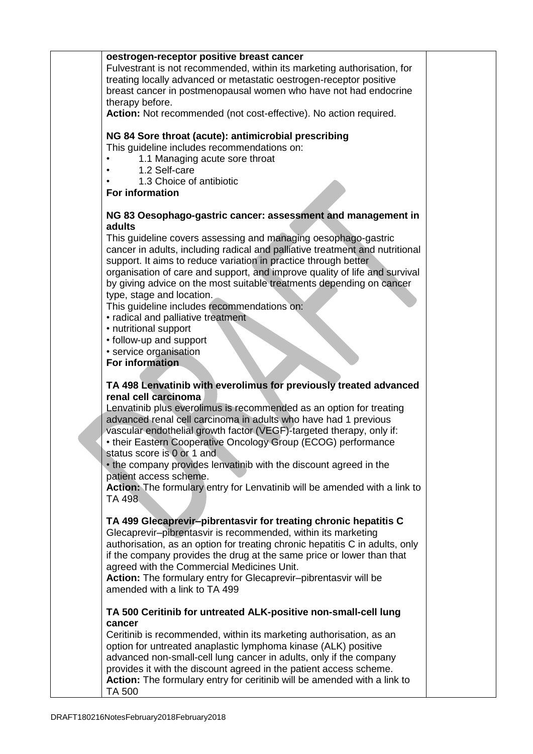**oestrogen-receptor positive breast cancer**
Fulvestrant is not recommended, within its marketing authorisation, for treating locally advanced or metastatic oestrogen-receptor positive breast cancer in postmenopausal women who have not had endocrine therapy before.
**Action:** Not recommended (not cost-effective). No action required.

**NG 84 Sore throat (acute): antimicrobial prescribing**
This guideline includes recommendations on:

- 1.1 Managing acute sore throat
- 1.2 Self-care
- 1.3 Choice of antibiotic

**For information**

**NG 83 Oesophago-gastric cancer: assessment and management in adults**
This guideline covers assessing and managing oesophago-gastric cancer in adults, including radical and palliative treatment and nutritional support. It aims to reduce variation in practice through better organisation of care and support, and improve quality of life and survival by giving advice on the most suitable treatments depending on cancer type, stage and location.
This guideline includes recommendations on:

- radical and palliative treatment
- nutritional support
- follow-up and support
- service organisation

**For information**

**TA 498 Lenvatinib with everolimus for previously treated advanced renal cell carcinoma**
Lenvatinib plus everolimus is recommended as an option for treating advanced renal cell carcinoma in adults who have had 1 previous vascular endothelial growth factor (VEGF)-targeted therapy, only if:

- their Eastern Cooperative Oncology Group (ECOG) performance status score is 0 or 1 and
- the company provides lenvatinib with the discount agreed in the patient access scheme.

**Action:** The formulary entry for Lenvatinib will be amended with a link to TA 498

**TA 499 Glecaprevir–pibrentasvir for treating chronic hepatitis C**
Glecaprevir–pibrentasvir is recommended, within its marketing authorisation, as an option for treating chronic hepatitis C in adults, only if the company provides the drug at the same price or lower than that agreed with the Commercial Medicines Unit.
**Action:** The formulary entry for Glecaprevir–pibrentasvir will be amended with a link to TA 499

**TA 500 Ceritinib for untreated ALK-positive non-small-cell lung cancer**
Ceritinib is recommended, within its marketing authorisation, as an option for untreated anaplastic lymphoma kinase (ALK) positive advanced non-small-cell lung cancer in adults, only if the company provides it with the discount agreed in the patient access scheme.
**Action:** The formulary entry for ceritinib will be amended with a link to TA 500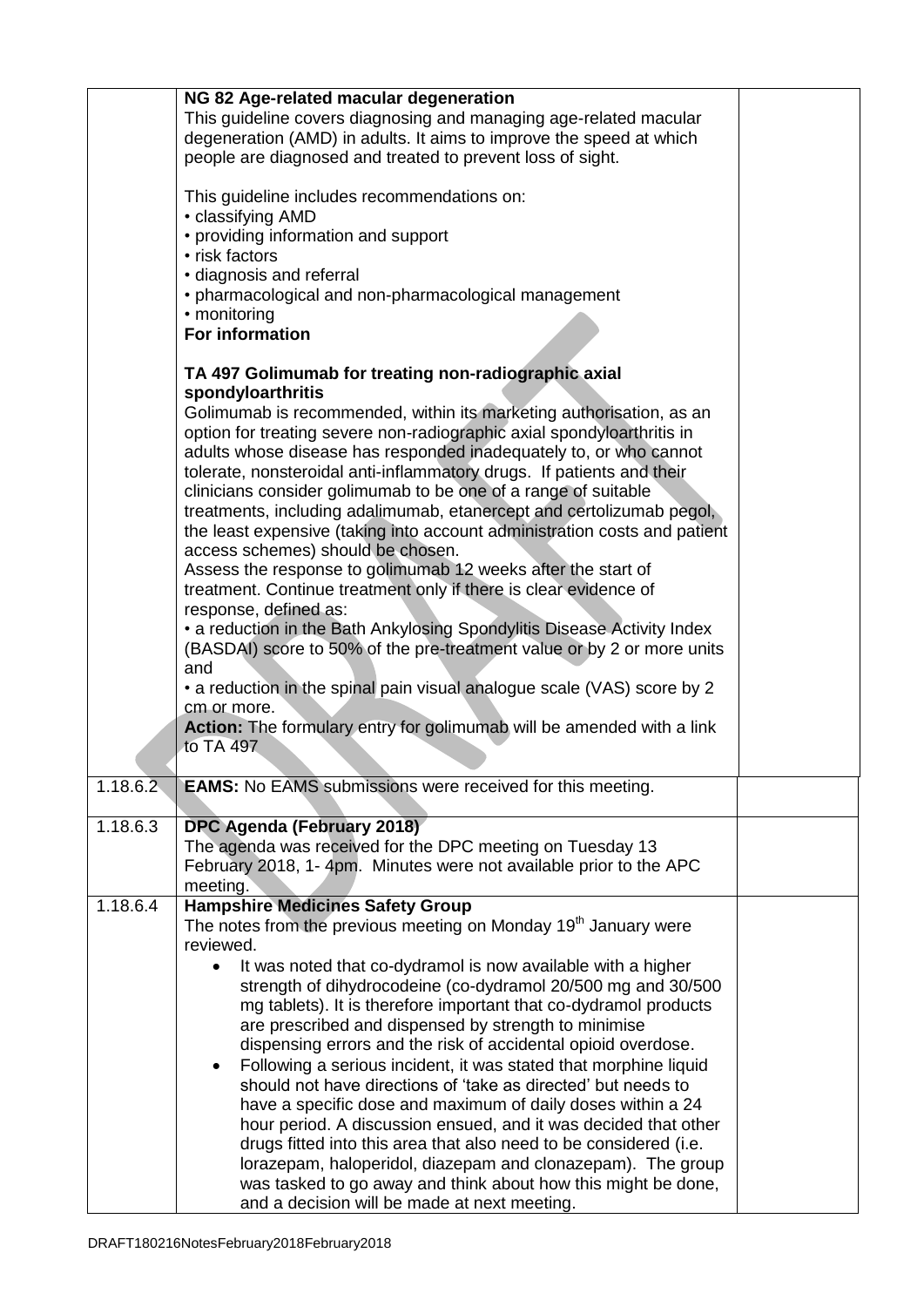| | | |
|---|---|---|
| | **NG 82 Age-related macular degeneration**<br>This guideline covers diagnosing and managing age-related macular degeneration (AMD) in adults. It aims to improve the speed at which people are diagnosed and treated to prevent loss of sight.<br><br>This guideline includes recommendations on:<br>• classifying AMD<br>• providing information and support<br>• risk factors<br>• diagnosis and referral<br>• pharmacological and non-pharmacological management<br>• monitoring<br>**For information**<br><br>**TA 497 Golimumab for treating non-radiographic axial spondyloarthritis**<br>Golimumab is recommended, within its marketing authorisation, as an option for treating severe non-radiographic axial spondyloarthritis in adults whose disease has responded inadequately to, or who cannot tolerate, nonsteroidal anti-inflammatory drugs. If patients and their clinicians consider golimumab to be one of a range of suitable treatments, including adalimumab, etanercept and certolizumab pegol, the least expensive (taking into account administration costs and patient access schemes) should be chosen.<br>Assess the response to golimumab 12 weeks after the start of treatment. Continue treatment only if there is clear evidence of response, defined as:<br>• a reduction in the Bath Ankylosing Spondylitis Disease Activity Index (BASDAI) score to 50% of the pre-treatment value or by 2 or more units and<br>• a reduction in the spinal pain visual analogue scale (VAS) score by 2 cm or more.<br>**Action:** The formulary entry for golimumab will be amended with a link to TA 497 | |
| 1.18.6.2 | **EAMS:** No EAMS submissions were received for this meeting. | |
| 1.18.6.3 | **DPC Agenda (February 2018)**<br>The agenda was received for the DPC meeting on Tuesday 13 February 2018, 1- 4pm. Minutes were not available prior to the APC meeting. | |
| 1.18.6.4 | **Hampshire Medicines Safety Group**<br>The notes from the previous meeting on Monday 19th January were reviewed.<br>• It was noted that co-dydramol is now available with a higher strength of dihydrocodeine (co-dydramol 20/500 mg and 30/500 mg tablets). It is therefore important that co-dydramol products are prescribed and dispensed by strength to minimise dispensing errors and the risk of accidental opioid overdose.<br>• Following a serious incident, it was stated that morphine liquid should not have directions of 'take as directed' but needs to have a specific dose and maximum of daily doses within a 24 hour period. A discussion ensued, and it was decided that other drugs fitted into this area that also need to be considered (i.e. lorazepam, haloperidol, diazepam and clonazepam). The group was tasked to go away and think about how this might be done, and a decision will be made at next meeting. | |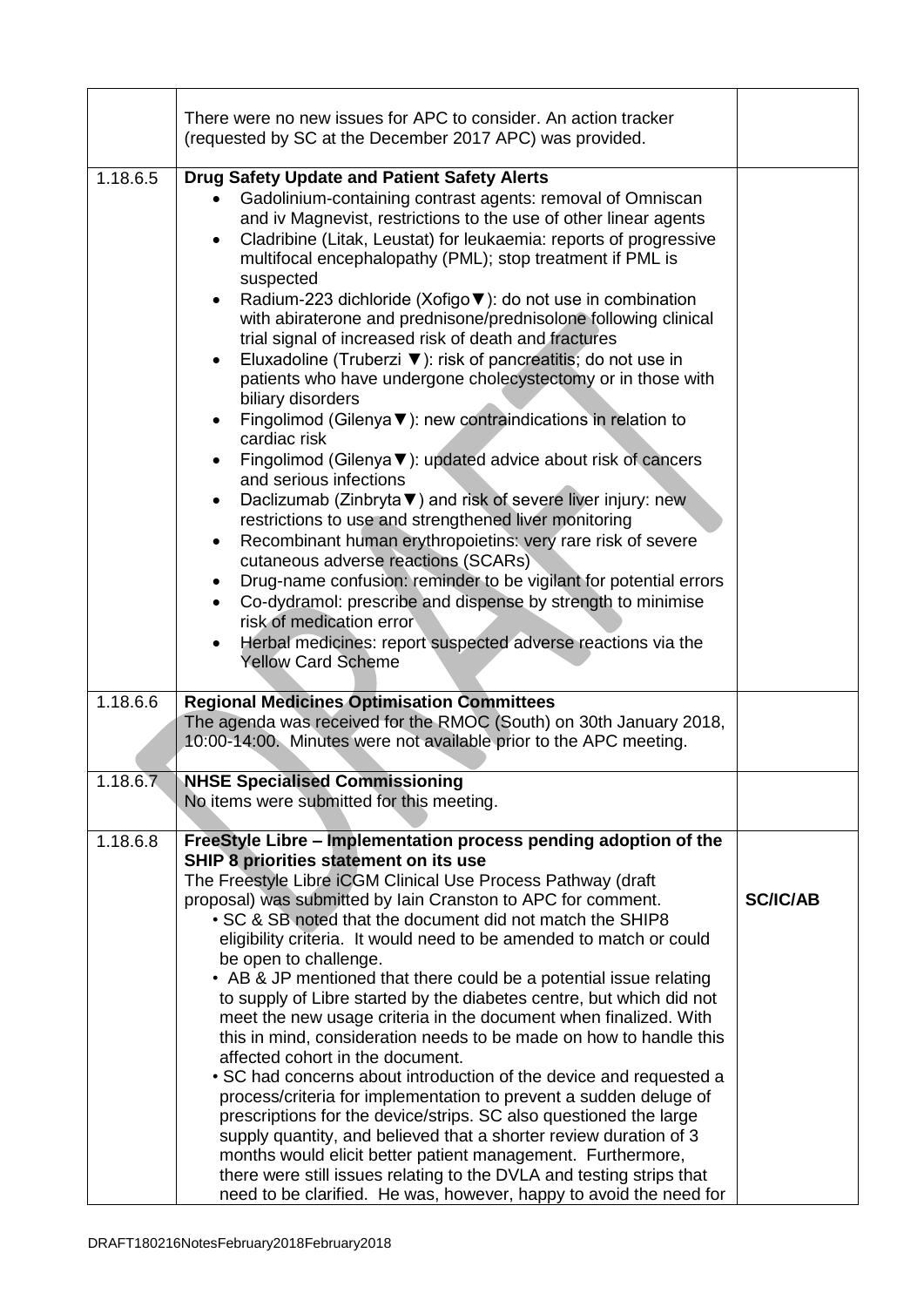| | | |
|---|---|---|
| | There were no new issues for APC to consider. An action tracker (requested by SC at the December 2017 APC) was provided. | |
| 1.18.6.5 | **Drug Safety Update and Patient Safety Alerts**<br>• Gadolinium-containing contrast agents: removal of Omniscan and iv Magnevist, restrictions to the use of other linear agents<br>• Cladribine (Litak, Leustat) for leukaemia: reports of progressive multifocal encephalopathy (PML); stop treatment if PML is suspected<br>• Radium-223 dichloride (Xofigo▼): do not use in combination with abiraterone and prednisone/prednisolone following clinical trial signal of increased risk of death and fractures<br>• Eluxadoline (Truberzi ▼): risk of pancreatitis; do not use in patients who have undergone cholecystectomy or in those with biliary disorders<br>• Fingolimod (Gilenya▼): new contraindications in relation to cardiac risk<br>• Fingolimod (Gilenya▼): updated advice about risk of cancers and serious infections<br>• Daclizumab (Zinbryta▼) and risk of severe liver injury: new restrictions to use and strengthened liver monitoring<br>• Recombinant human erythropoietins: very rare risk of severe cutaneous adverse reactions (SCARs)<br>• Drug-name confusion: reminder to be vigilant for potential errors<br>• Co-dydramol: prescribe and dispense by strength to minimise risk of medication error<br>• Herbal medicines: report suspected adverse reactions via the Yellow Card Scheme | |
| 1.18.6.6 | **Regional Medicines Optimisation Committees**<br>The agenda was received for the RMOC (South) on 30th January 2018, 10:00-14:00. Minutes were not available prior to the APC meeting. | |
| 1.18.6.7 | **NHSE Specialised Commissioning**<br>No items were submitted for this meeting. | |
| 1.18.6.8 | **FreeStyle Libre – Implementation process pending adoption of the SHIP 8 priorities statement on its use**<br>The Freestyle Libre iCGM Clinical Use Process Pathway (draft proposal) was submitted by Iain Cranston to APC for comment.<br>• SC & SB noted that the document did not match the SHIP8 eligibility criteria. It would need to be amended to match or could be open to challenge.<br>• AB & JP mentioned that there could be a potential issue relating to supply of Libre started by the diabetes centre, but which did not meet the new usage criteria in the document when finalized. With this in mind, consideration needs to be made on how to handle this affected cohort in the document.<br>• SC had concerns about introduction of the device and requested a process/criteria for implementation to prevent a sudden deluge of prescriptions for the device/strips. SC also questioned the large supply quantity, and believed that a shorter review duration of 3 months would elicit better patient management. Furthermore, there were still issues relating to the DVLA and testing strips that need to be clarified. He was, however, happy to avoid the need for | **SC/IC/AB** |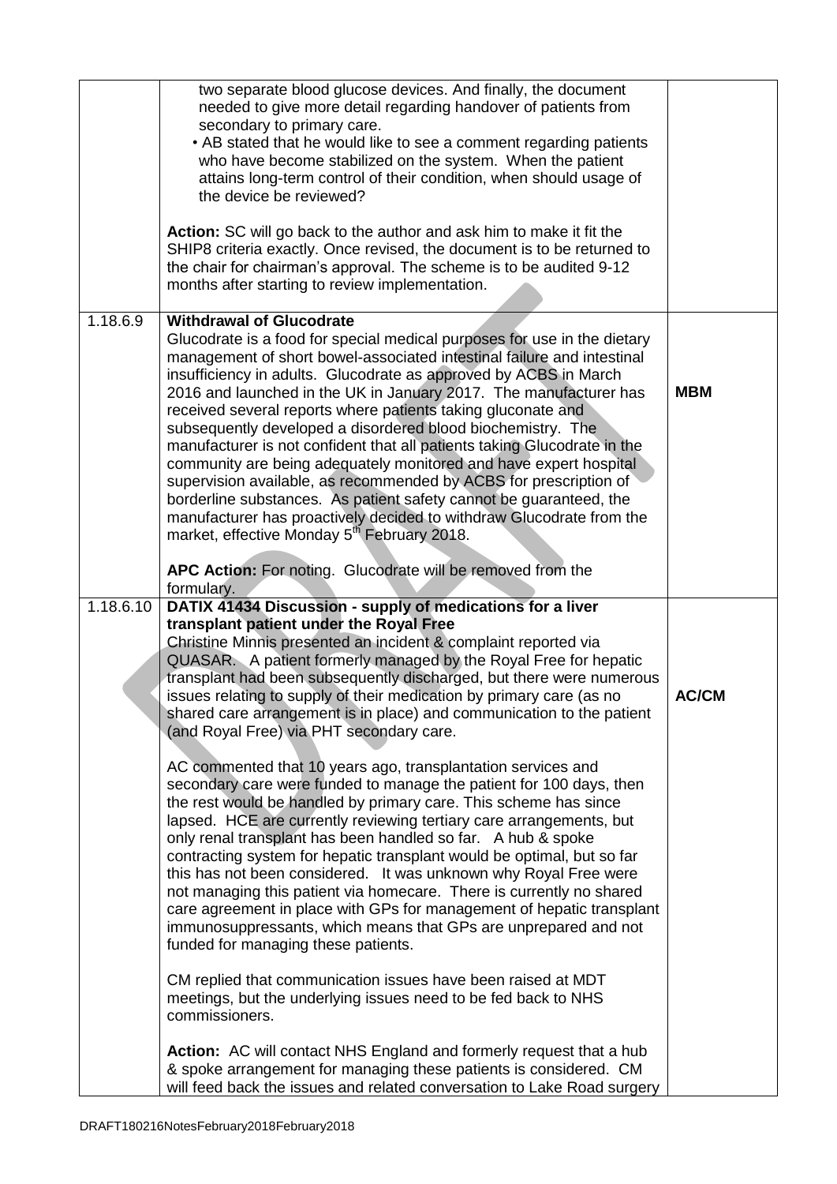| | | |
|---|---|---|
| | two separate blood glucose devices. And finally, the document needed to give more detail regarding handover of patients from secondary to primary care.<br>• AB stated that he would like to see a comment regarding patients who have become stabilized on the system. When the patient attains long-term control of their condition, when should usage of the device be reviewed?<br><br>**Action:** SC will go back to the author and ask him to make it fit the SHIP8 criteria exactly. Once revised, the document is to be returned to the chair for chairman's approval. The scheme is to be audited 9-12 months after starting to review implementation. | |
| 1.18.6.9 | **Withdrawal of Glucodrate**<br>Glucodrate is a food for special medical purposes for use in the dietary management of short bowel-associated intestinal failure and intestinal insufficiency in adults. Glucodrate as approved by ACBS in March 2016 and launched in the UK in January 2017. The manufacturer has received several reports where patients taking gluconate and subsequently developed a disordered blood biochemistry. The manufacturer is not confident that all patients taking Glucodrate in the community are being adequately monitored and have expert hospital supervision available, as recommended by ACBS for prescription of borderline substances. As patient safety cannot be guaranteed, the manufacturer has proactively decided to withdraw Glucodrate from the market, effective Monday 5th February 2018.<br><br>**APC Action:** For noting. Glucodrate will be removed from the formulary. | **MBM** |
| 1.18.6.10 | **DATIX 41434 Discussion - supply of medications for a liver transplant patient under the Royal Free**<br>Christine Minnis presented an incident & complaint reported via QUASAR. A patient formerly managed by the Royal Free for hepatic transplant had been subsequently discharged, but there were numerous issues relating to supply of their medication by primary care (as no shared care arrangement is in place) and communication to the patient (and Royal Free) via PHT secondary care.<br><br>AC commented that 10 years ago, transplantation services and secondary care were funded to manage the patient for 100 days, then the rest would be handled by primary care. This scheme has since lapsed. HCE are currently reviewing tertiary care arrangements, but only renal transplant has been handled so far. A hub & spoke contracting system for hepatic transplant would be optimal, but so far this has not been considered. It was unknown why Royal Free were not managing this patient via homecare. There is currently no shared care agreement in place with GPs for management of hepatic transplant immunosuppressants, which means that GPs are unprepared and not funded for managing these patients.<br><br>CM replied that communication issues have been raised at MDT meetings, but the underlying issues need to be fed back to NHS commissioners.<br><br>**Action:** AC will contact NHS England and formerly request that a hub & spoke arrangement for managing these patients is considered. CM will feed back the issues and related conversation to Lake Road surgery | **AC/CM** |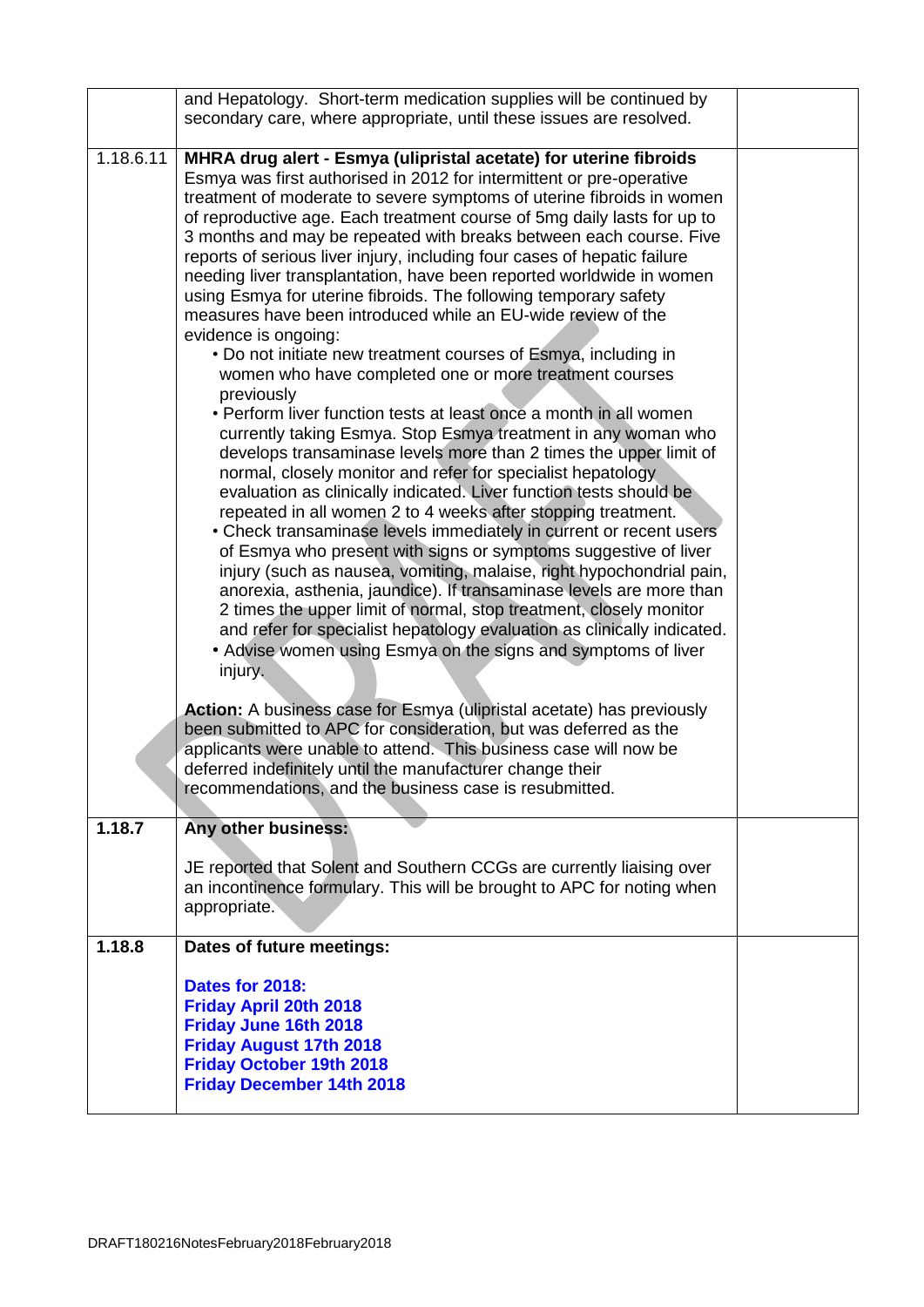| | | |
|---|---|---|
| | and Hepatology. Short-term medication supplies will be continued by secondary care, where appropriate, until these issues are resolved. | |
| 1.18.6.11 | **MHRA drug alert - Esmya (ulipristal acetate) for uterine fibroids**<br>Esmya was first authorised in 2012 for intermittent or pre-operative treatment of moderate to severe symptoms of uterine fibroids in women of reproductive age. Each treatment course of 5mg daily lasts for up to 3 months and may be repeated with breaks between each course. Five reports of serious liver injury, including four cases of hepatic failure needing liver transplantation, have been reported worldwide in women using Esmya for uterine fibroids. The following temporary safety measures have been introduced while an EU-wide review of the evidence is ongoing:<br>• Do not initiate new treatment courses of Esmya, including in women who have completed one or more treatment courses previously<br>• Perform liver function tests at least once a month in all women currently taking Esmya. Stop Esmya treatment in any woman who develops transaminase levels more than 2 times the upper limit of normal, closely monitor and refer for specialist hepatology evaluation as clinically indicated. Liver function tests should be repeated in all women 2 to 4 weeks after stopping treatment.<br>• Check transaminase levels immediately in current or recent users of Esmya who present with signs or symptoms suggestive of liver injury (such as nausea, vomiting, malaise, right hypochondrial pain, anorexia, asthenia, jaundice). If transaminase levels are more than 2 times the upper limit of normal, stop treatment, closely monitor and refer for specialist hepatology evaluation as clinically indicated.<br>• Advise women using Esmya on the signs and symptoms of liver injury.<br><br>**Action:** A business case for Esmya (ulipristal acetate) has previously been submitted to APC for consideration, but was deferred as the applicants were unable to attend. This business case will now be deferred indefinitely until the manufacturer change their recommendations, and the business case is resubmitted. | |
| **1.18.7** | **Any other business:**<br><br>JE reported that Solent and Southern CCGs are currently liaising over an incontinence formulary. This will be brought to APC for noting when appropriate. | |
| **1.18.8** | **Dates of future meetings:**<br><br>**Dates for 2018:**<br>**Friday April 20th 2018**<br>**Friday June 16th 2018**<br>**Friday August 17th 2018**<br>**Friday October 19th 2018**<br>**Friday December 14th 2018** | |

DRAFT180216NotesFebruary2018February2018